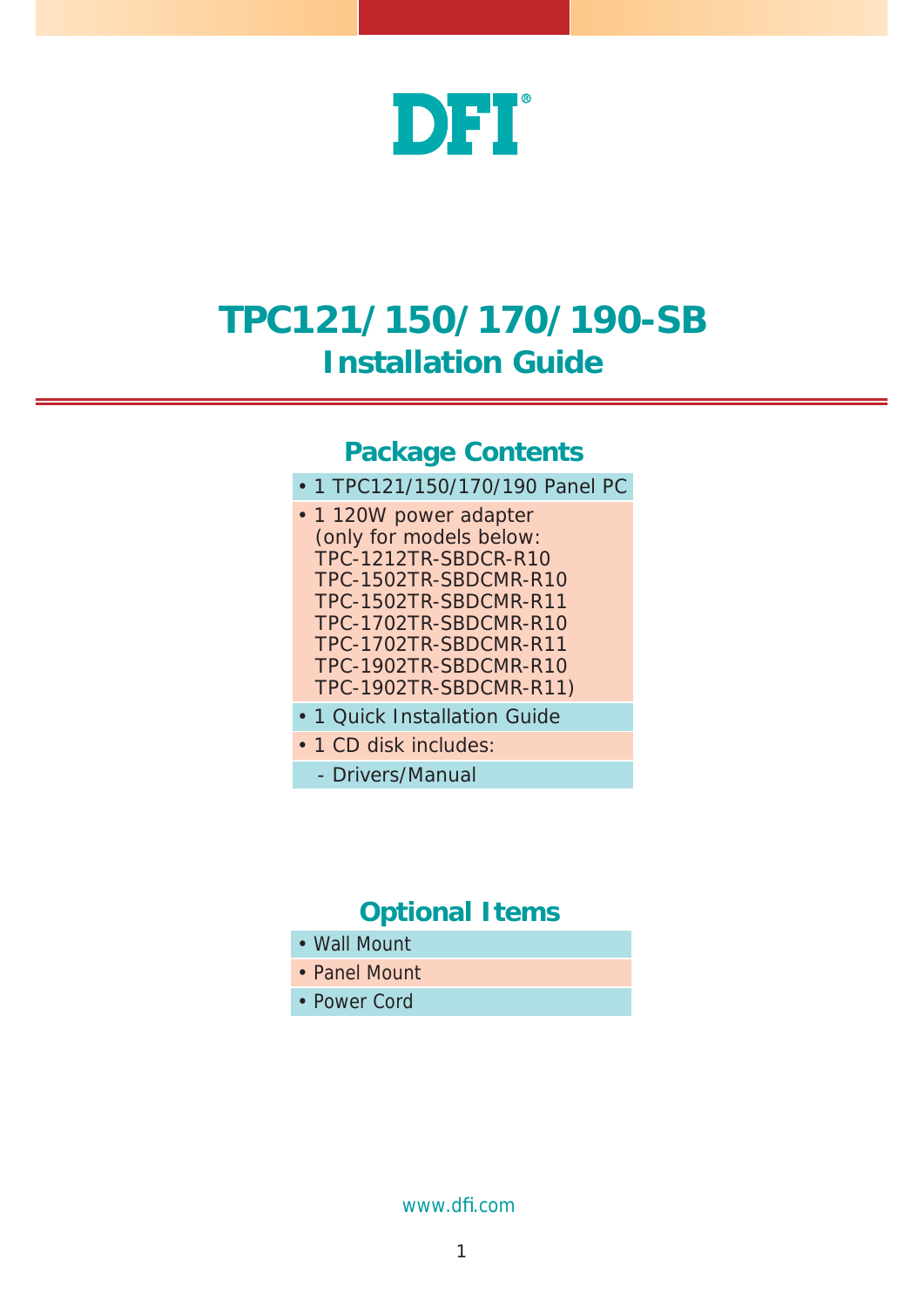DFI

# TPC121/150/170/190-SB
## Installation Guide

### Package Contents

- 1 TPC121/150/170/190 Panel PC
- 1 120W power adapter
  (only for models below:
  TPC-1212TR-SBDCR-R10
  TPC-1502TR-SBDCMR-R10
  TPC-1502TR-SBDCMR-R11
  TPC-1702TR-SBDCMR-R10
  TPC-1702TR-SBDCMR-R11
  TPC-1902TR-SBDCMR-R10
  TPC-1902TR-SBDCMR-R11)
- 1 Quick Installation Guide
- 1 CD disk includes:
  - Drivers/Manual

### Optional Items

- Wall Mount
- Panel Mount
- Power Cord

www.dfi.com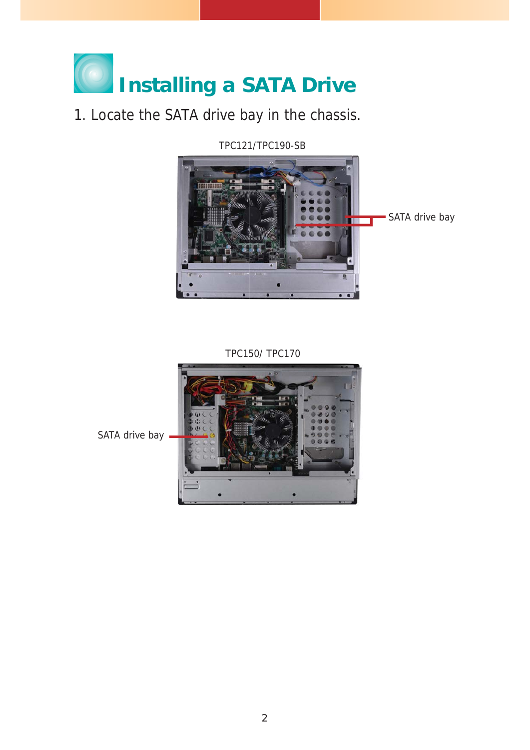# Installing a SATA Drive

1. Locate the SATA drive bay in the chassis.

TPC121/TPC190-SB

SATA drive bay

TPC150/ TPC170

SATA drive bay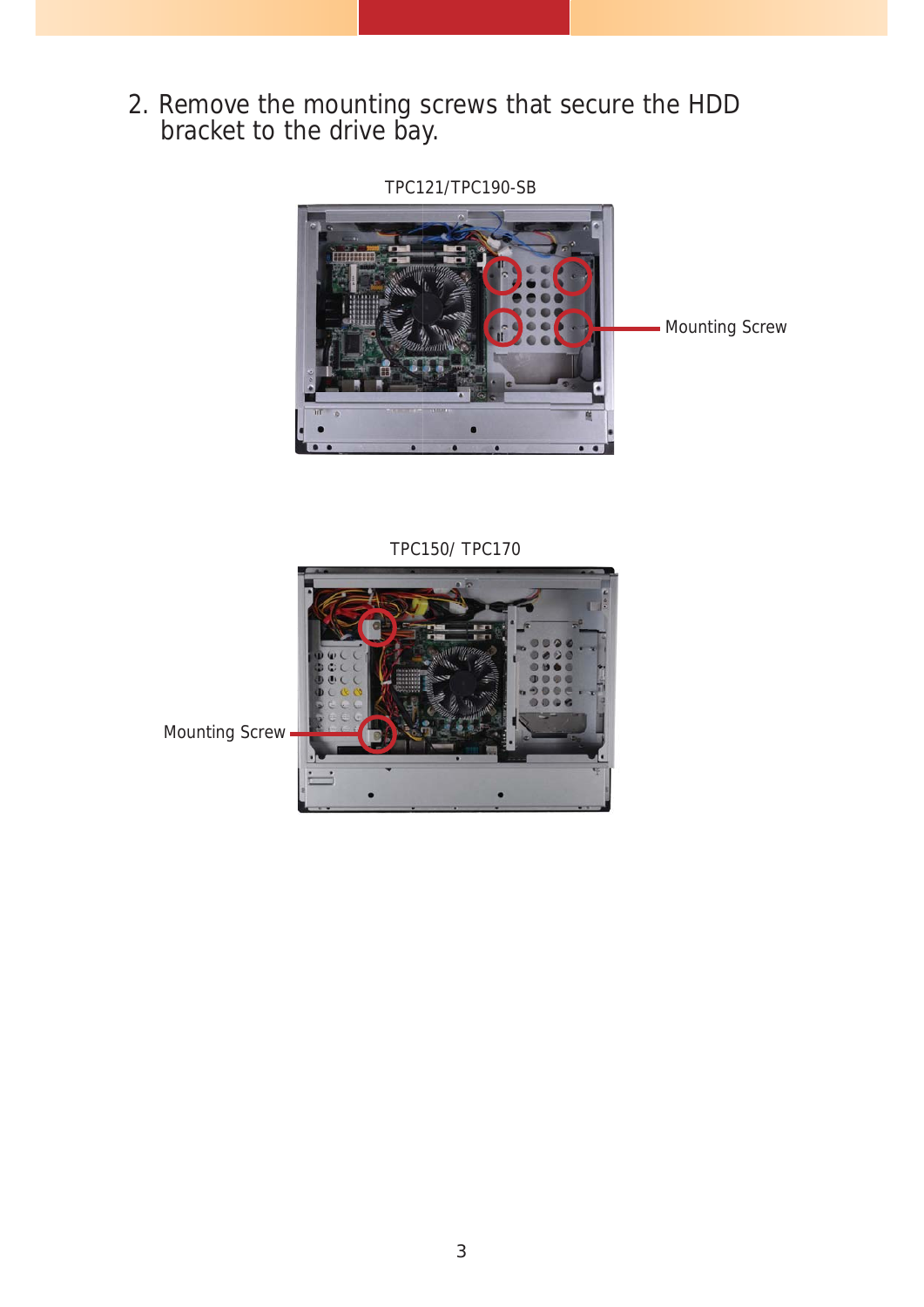2. Remove the mounting screws that secure the HDD bracket to the drive bay.

TPC121/TPC190-SB

Mounting Screw

TPC150/ TPC170

Mounting Screw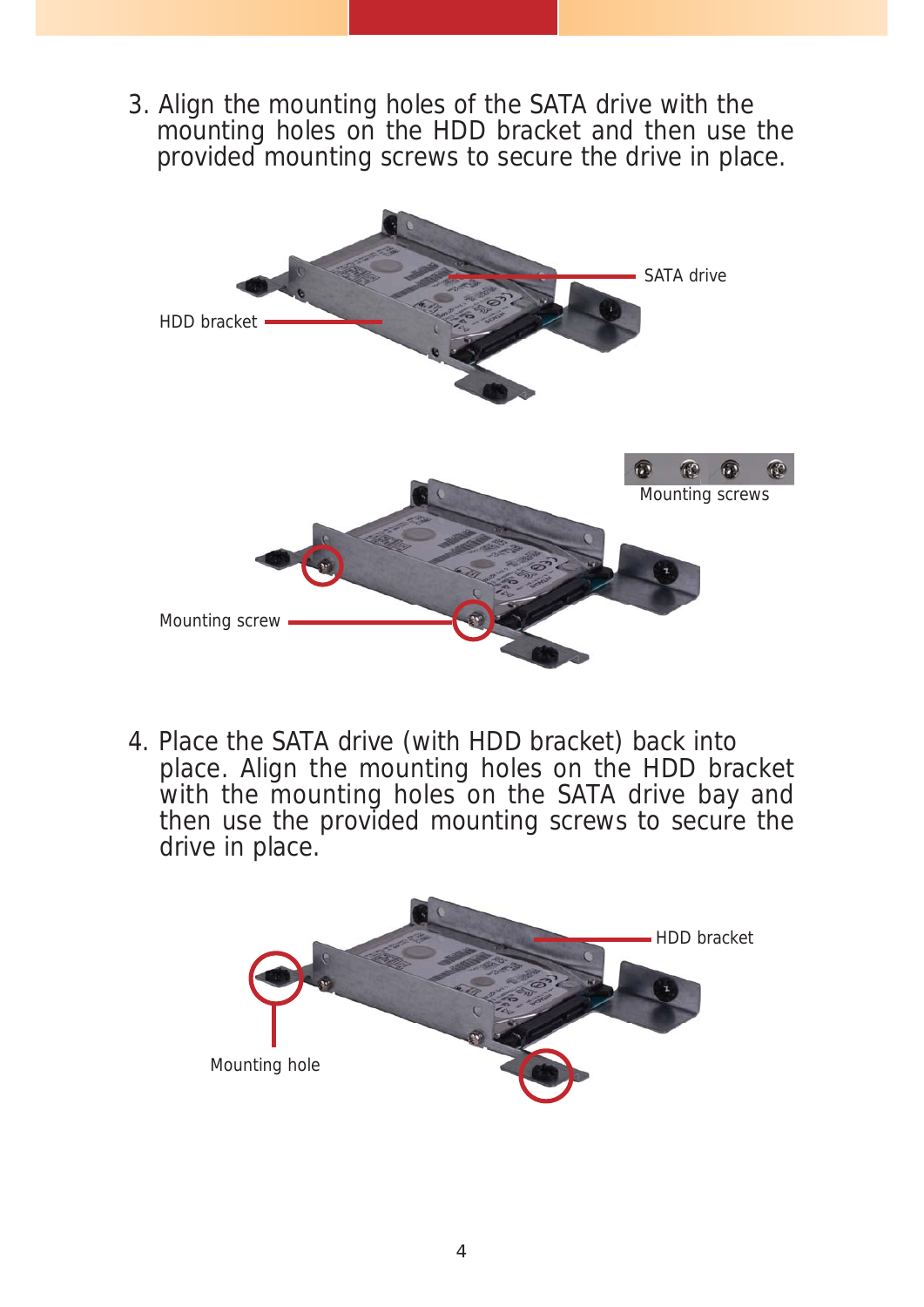3. Align the mounting holes of the SATA drive with the mounting holes on the HDD bracket and then use the provided mounting screws to secure the drive in place.

SATA drive

HDD bracket

Mounting screws

Mounting screw

4. Place the SATA drive (with HDD bracket) back into place. Align the mounting holes on the HDD bracket with the mounting holes on the SATA drive bay and then use the provided mounting screws to secure the drive in place.

HDD bracket

Mounting hole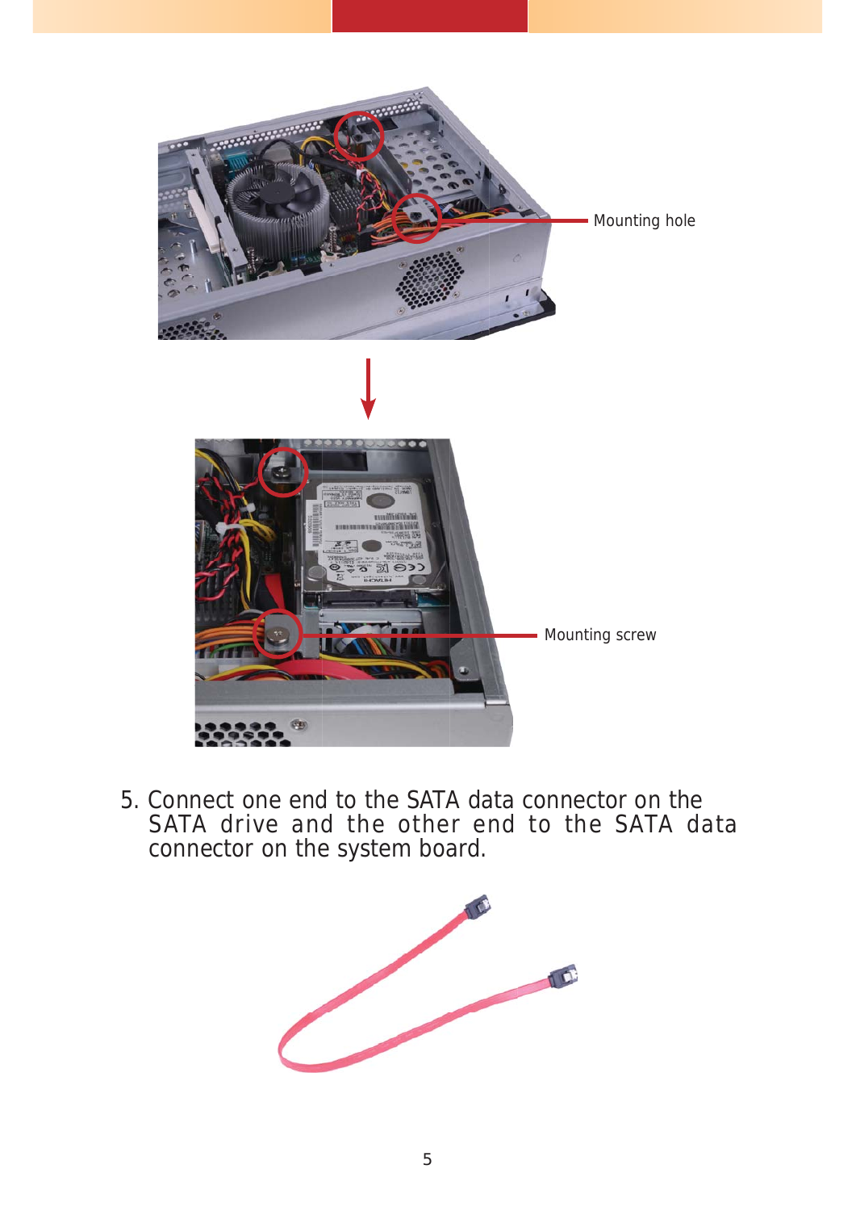Mounting hole

Mounting screw

5. Connect one end to the SATA data connector on the SATA drive and the other end to the SATA data connector on the system board.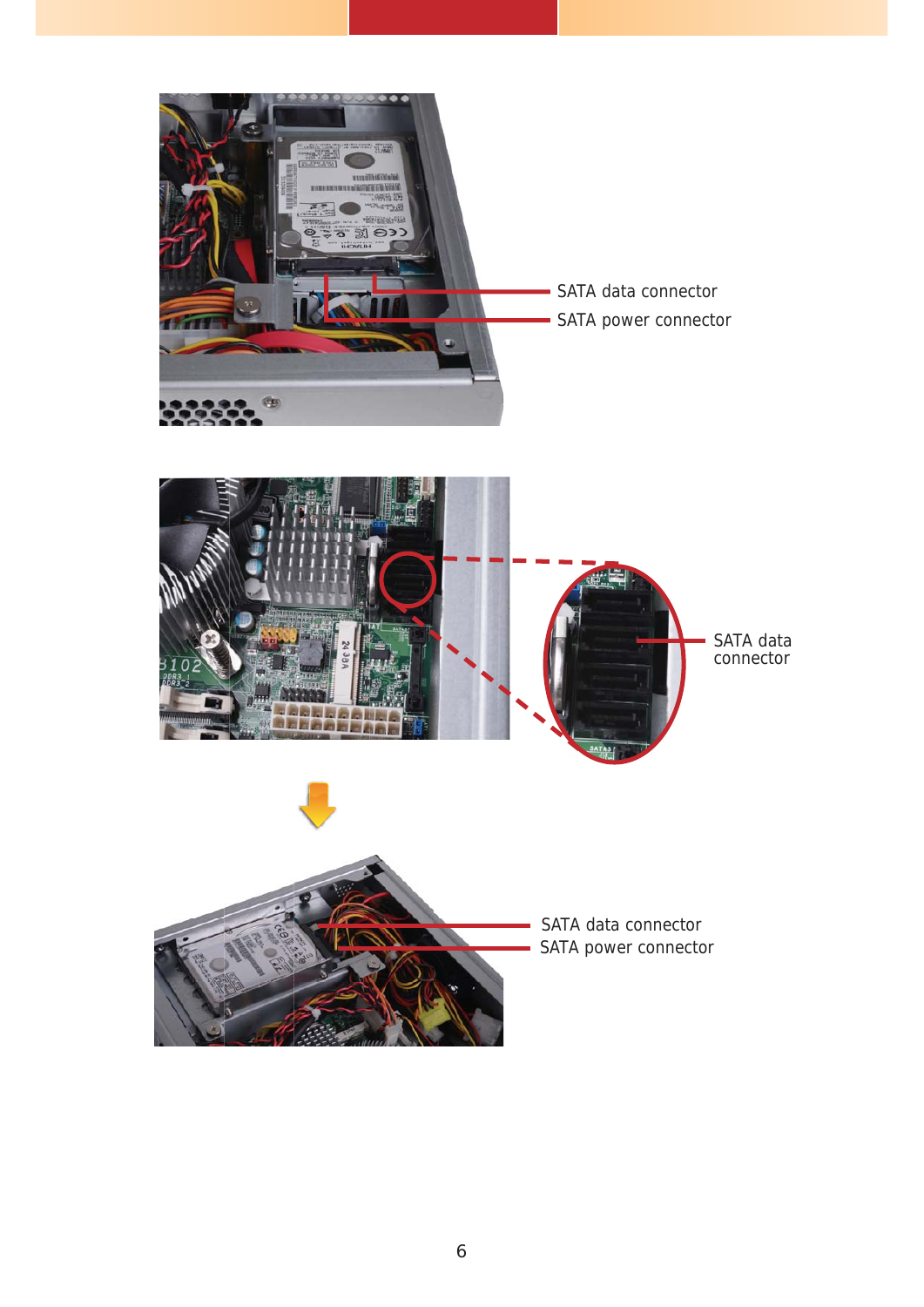SATA data connector

SATA power connector

SATA data connector

SATA data connector

SATA power connector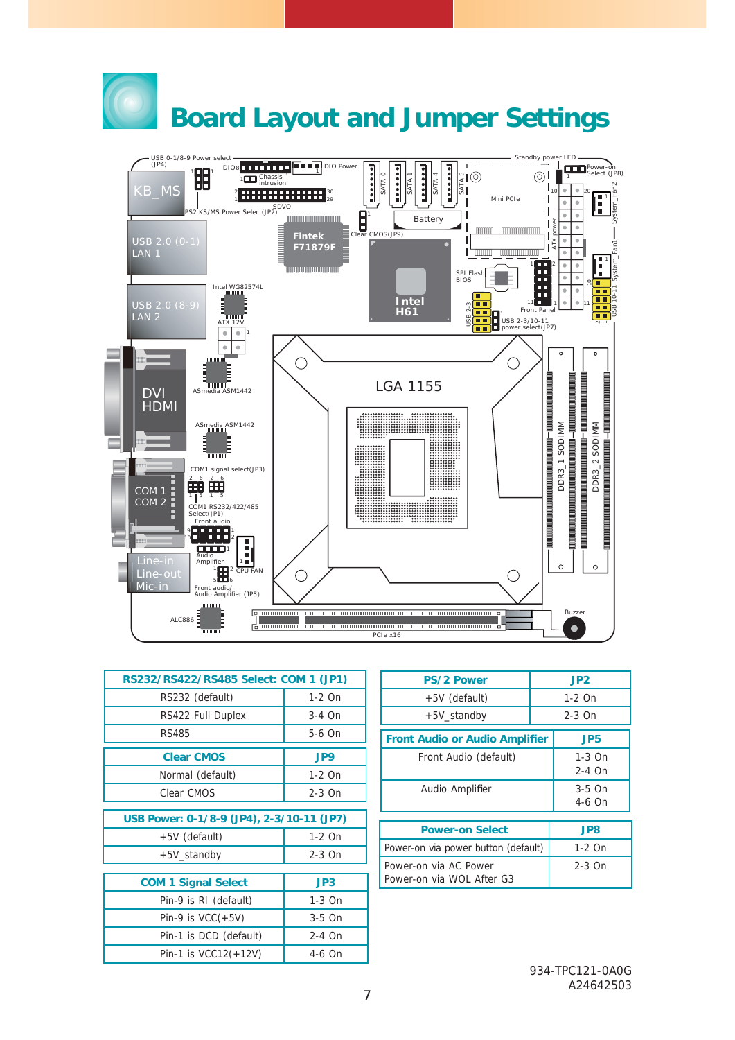# Board Layout and Jumper Settings

USB 0-1/8-9 Power select (JP4)
DIO8
DIO Power
Chassis intrusion
SATA 0
SATA 1
SATA 4
SATA 5
Standby power LED
Power-on Select (JP8)
KB_MS
SDVO
PS2 KS/MS Power Select(JP2)
Battery
Clear CMOS(JP9)
Mini PCIe
System_Fan2
System_Fan1
USB 2.0 (0-1)
LAN 1
Fintek F71879F
Intel H61
ATX power
SPI Flash BIOS
USB 2.0 (8-9)
LAN 2
Intel WG82574L
ATX 12V
Front Panel
USB 2-3/10-11 power select(JP7)
USB 2-3
USB 10-11
DVI
HDMI
ASmedia ASM1442
ASmedia ASM1442
LGA 1155
DDR3_1 SODIMM
DDR3_2 SODIMM
COM 1
COM 2
COM1 signal select(JP3)
COM1 RS232/422/485 Select(JP1)
Front audio
Audio Amplifier
CPU FAN
Line-in
Line-out
Mic-in
Front audio/ Audio Amplifier (JP5)
ALC886
PCIe x16
Buzzer

| RS232/RS422/RS485 Select: COM 1 (JP1) | |
|---|---|
| RS232 (default) | 1-2 On |
| RS422 Full Duplex | 3-4 On |
| RS485 | 5-6 On |

| Clear CMOS | JP9 |
|---|---|
| Normal (default) | 1-2 On |
| Clear CMOS | 2-3 On |

| USB Power: 0-1/8-9 (JP4), 2-3/10-11 (JP7) | |
|---|---|
| +5V (default) | 1-2 On |
| +5V_standby | 2-3 On |

| COM 1 Signal Select | JP3 |
|---|---|
| Pin-9 is RI (default) | 1-3 On |
| Pin-9 is VCC(+5V) | 3-5 On |
| Pin-1 is DCD (default) | 2-4 On |
| Pin-1 is VCC12(+12V) | 4-6 On |

| PS/2 Power | JP2 |
|---|---|
| +5V (default) | 1-2 On |
| +5V_standby | 2-3 On |

| Front Audio or Audio Amplifier | JP5 |
|---|---|
| Front Audio (default) | 1-3 On<br>2-4 On |
| Audio Amplifier | 3-5 On<br>4-6 On |

| Power-on Select | JP8 |
|---|---|
| Power-on via power button (default) | 1-2 On |
| Power-on via AC Power<br>Power-on via WOL After G3 | 2-3 On |

934-TPC121-0A0G
A24642503